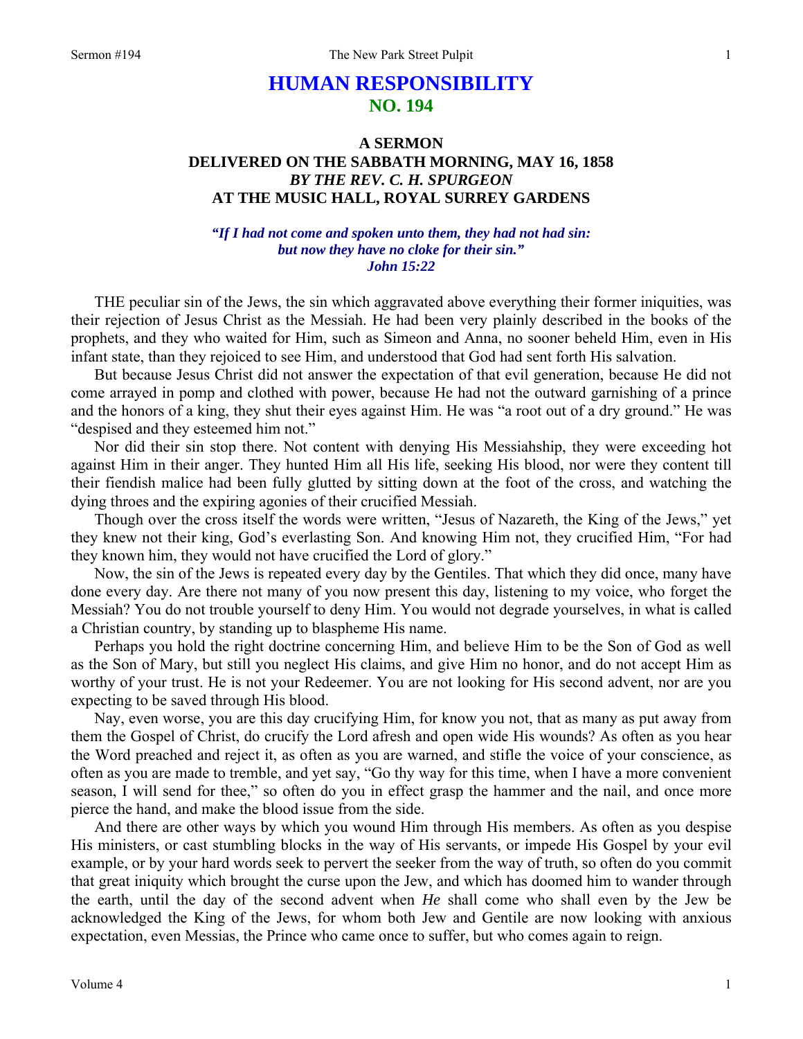# HUMAN RESPONSIBILITY
## NO. 194

### A SERMON
### DELIVERED ON THE SABBATH MORNING, MAY 16, 1858
### *BY THE REV. C. H. SPURGEON*
### AT THE MUSIC HALL, ROYAL SURREY GARDENS

***"If I had not come and spoken unto them, they had not had sin: but now they have no cloke for their sin." John 15:22***

THE peculiar sin of the Jews, the sin which aggravated above everything their former iniquities, was their rejection of Jesus Christ as the Messiah. He had been very plainly described in the books of the prophets, and they who waited for Him, such as Simeon and Anna, no sooner beheld Him, even in His infant state, than they rejoiced to see Him, and understood that God had sent forth His salvation.

But because Jesus Christ did not answer the expectation of that evil generation, because He did not come arrayed in pomp and clothed with power, because He had not the outward garnishing of a prince and the honors of a king, they shut their eyes against Him. He was "a root out of a dry ground." He was "despised and they esteemed him not."

Nor did their sin stop there. Not content with denying His Messiahship, they were exceeding hot against Him in their anger. They hunted Him all His life, seeking His blood, nor were they content till their fiendish malice had been fully glutted by sitting down at the foot of the cross, and watching the dying throes and the expiring agonies of their crucified Messiah.

Though over the cross itself the words were written, "Jesus of Nazareth, the King of the Jews," yet they knew not their king, God's everlasting Son. And knowing Him not, they crucified Him, "For had they known him, they would not have crucified the Lord of glory."

Now, the sin of the Jews is repeated every day by the Gentiles. That which they did once, many have done every day. Are there not many of you now present this day, listening to my voice, who forget the Messiah? You do not trouble yourself to deny Him. You would not degrade yourselves, in what is called a Christian country, by standing up to blaspheme His name.

Perhaps you hold the right doctrine concerning Him, and believe Him to be the Son of God as well as the Son of Mary, but still you neglect His claims, and give Him no honor, and do not accept Him as worthy of your trust. He is not your Redeemer. You are not looking for His second advent, nor are you expecting to be saved through His blood.

Nay, even worse, you are this day crucifying Him, for know you not, that as many as put away from them the Gospel of Christ, do crucify the Lord afresh and open wide His wounds? As often as you hear the Word preached and reject it, as often as you are warned, and stifle the voice of your conscience, as often as you are made to tremble, and yet say, "Go thy way for this time, when I have a more convenient season, I will send for thee," so often do you in effect grasp the hammer and the nail, and once more pierce the hand, and make the blood issue from the side.

And there are other ways by which you wound Him through His members. As often as you despise His ministers, or cast stumbling blocks in the way of His servants, or impede His Gospel by your evil example, or by your hard words seek to pervert the seeker from the way of truth, so often do you commit that great iniquity which brought the curse upon the Jew, and which has doomed him to wander through the earth, until the day of the second advent when *He* shall come who shall even by the Jew be acknowledged the King of the Jews, for whom both Jew and Gentile are now looking with anxious expectation, even Messias, the Prince who came once to suffer, but who comes again to reign.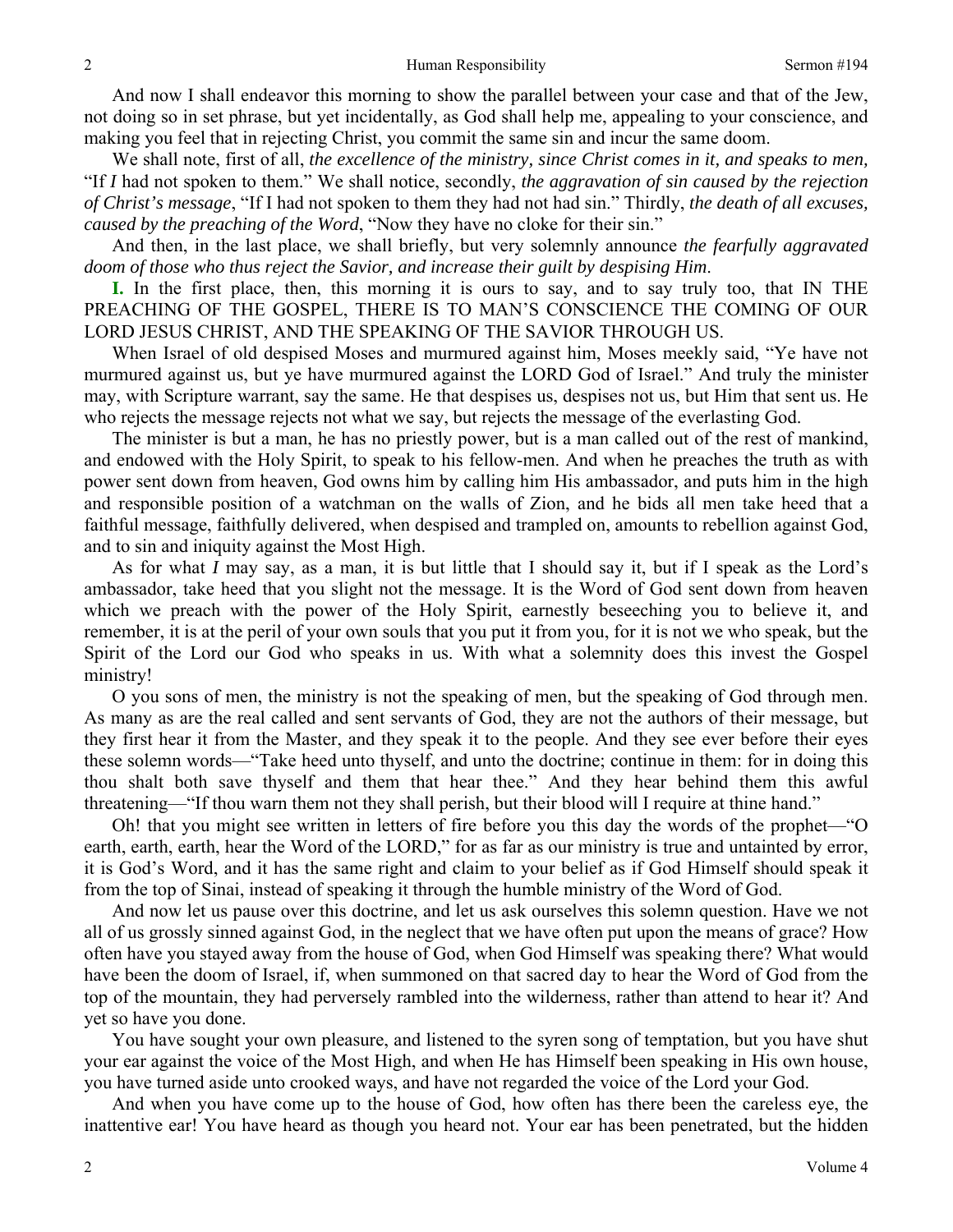And now I shall endeavor this morning to show the parallel between your case and that of the Jew, not doing so in set phrase, but yet incidentally, as God shall help me, appealing to your conscience, and making you feel that in rejecting Christ, you commit the same sin and incur the same doom.

We shall note, first of all, *the excellence of the ministry, since Christ comes in it, and speaks to men,* "If *I* had not spoken to them." We shall notice, secondly, *the aggravation of sin caused by the rejection of Christ's message*, "If I had not spoken to them they had not had sin." Thirdly, *the death of all excuses, caused by the preaching of the Word*, "Now they have no cloke for their sin."

And then, in the last place, we shall briefly, but very solemnly announce *the fearfully aggravated doom of those who thus reject the Savior, and increase their guilt by despising Him*.

**I.** In the first place, then, this morning it is ours to say, and to say truly too, that IN THE PREACHING OF THE GOSPEL, THERE IS TO MAN'S CONSCIENCE THE COMING OF OUR LORD JESUS CHRIST, AND THE SPEAKING OF THE SAVIOR THROUGH US.

When Israel of old despised Moses and murmured against him, Moses meekly said, "Ye have not murmured against us, but ye have murmured against the LORD God of Israel." And truly the minister may, with Scripture warrant, say the same. He that despises us, despises not us, but Him that sent us. He who rejects the message rejects not what we say, but rejects the message of the everlasting God.

The minister is but a man, he has no priestly power, but is a man called out of the rest of mankind, and endowed with the Holy Spirit, to speak to his fellow-men. And when he preaches the truth as with power sent down from heaven, God owns him by calling him His ambassador, and puts him in the high and responsible position of a watchman on the walls of Zion, and he bids all men take heed that a faithful message, faithfully delivered, when despised and trampled on, amounts to rebellion against God, and to sin and iniquity against the Most High.

As for what *I* may say, as a man, it is but little that I should say it, but if I speak as the Lord's ambassador, take heed that you slight not the message. It is the Word of God sent down from heaven which we preach with the power of the Holy Spirit, earnestly beseeching you to believe it, and remember, it is at the peril of your own souls that you put it from you, for it is not we who speak, but the Spirit of the Lord our God who speaks in us. With what a solemnity does this invest the Gospel ministry!

O you sons of men, the ministry is not the speaking of men, but the speaking of God through men. As many as are the real called and sent servants of God, they are not the authors of their message, but they first hear it from the Master, and they speak it to the people. And they see ever before their eyes these solemn words—"Take heed unto thyself, and unto the doctrine; continue in them: for in doing this thou shalt both save thyself and them that hear thee." And they hear behind them this awful threatening—"If thou warn them not they shall perish, but their blood will I require at thine hand."

Oh! that you might see written in letters of fire before you this day the words of the prophet—"O earth, earth, earth, hear the Word of the LORD," for as far as our ministry is true and untainted by error, it is God's Word, and it has the same right and claim to your belief as if God Himself should speak it from the top of Sinai, instead of speaking it through the humble ministry of the Word of God.

And now let us pause over this doctrine, and let us ask ourselves this solemn question. Have we not all of us grossly sinned against God, in the neglect that we have often put upon the means of grace? How often have you stayed away from the house of God, when God Himself was speaking there? What would have been the doom of Israel, if, when summoned on that sacred day to hear the Word of God from the top of the mountain, they had perversely rambled into the wilderness, rather than attend to hear it? And yet so have you done.

You have sought your own pleasure, and listened to the syren song of temptation, but you have shut your ear against the voice of the Most High, and when He has Himself been speaking in His own house, you have turned aside unto crooked ways, and have not regarded the voice of the Lord your God.

And when you have come up to the house of God, how often has there been the careless eye, the inattentive ear! You have heard as though you heard not. Your ear has been penetrated, but the hidden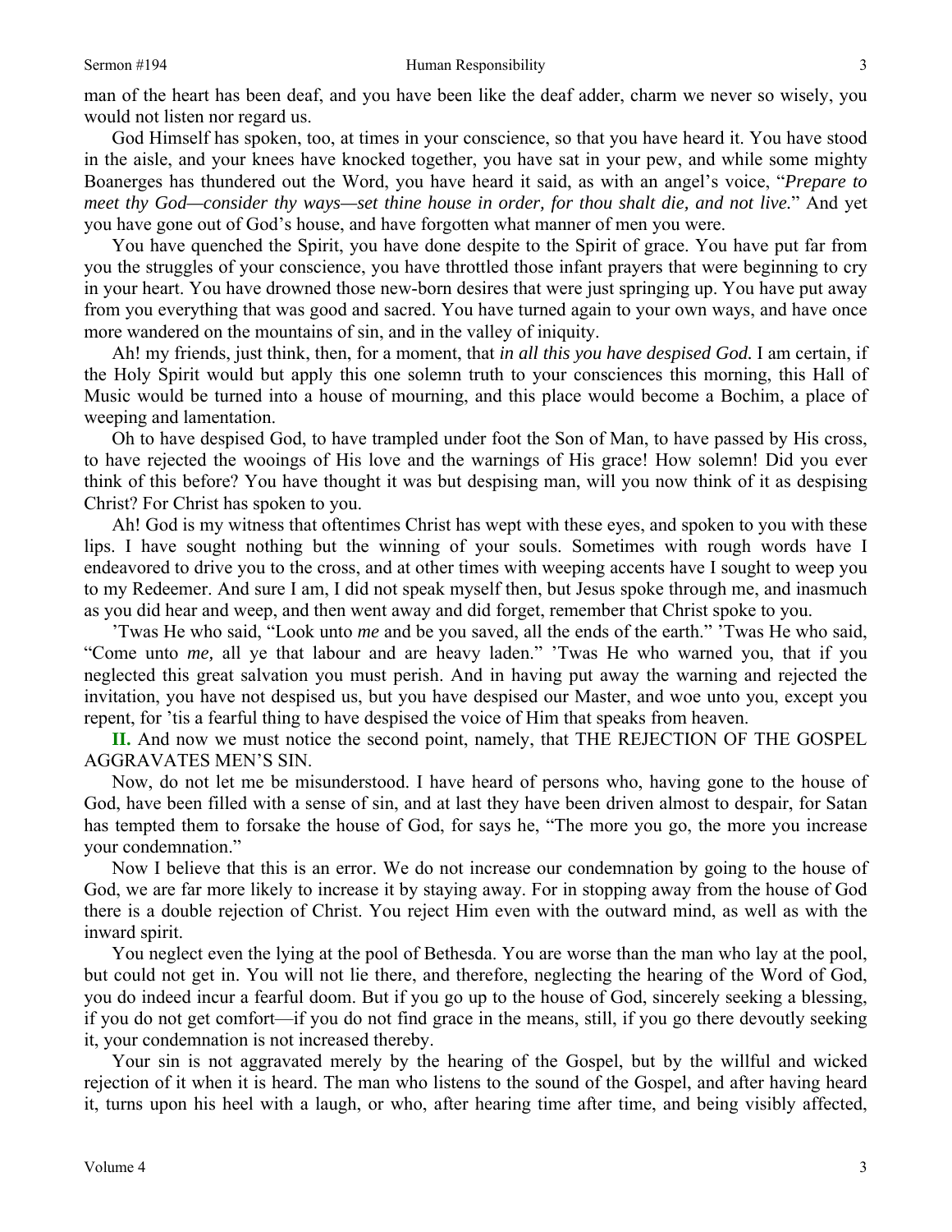man of the heart has been deaf, and you have been like the deaf adder, charm we never so wisely, you would not listen nor regard us.

God Himself has spoken, too, at times in your conscience, so that you have heard it. You have stood in the aisle, and your knees have knocked together, you have sat in your pew, and while some mighty Boanerges has thundered out the Word, you have heard it said, as with an angel's voice, "*Prepare to meet thy God—consider thy ways—set thine house in order, for thou shalt die, and not live.*" And yet you have gone out of God's house, and have forgotten what manner of men you were.

You have quenched the Spirit, you have done despite to the Spirit of grace. You have put far from you the struggles of your conscience, you have throttled those infant prayers that were beginning to cry in your heart. You have drowned those new-born desires that were just springing up. You have put away from you everything that was good and sacred. You have turned again to your own ways, and have once more wandered on the mountains of sin, and in the valley of iniquity.

Ah! my friends, just think, then, for a moment, that *in all this you have despised God.* I am certain, if the Holy Spirit would but apply this one solemn truth to your consciences this morning, this Hall of Music would be turned into a house of mourning, and this place would become a Bochim, a place of weeping and lamentation.

Oh to have despised God, to have trampled under foot the Son of Man, to have passed by His cross, to have rejected the wooings of His love and the warnings of His grace! How solemn! Did you ever think of this before? You have thought it was but despising man, will you now think of it as despising Christ? For Christ has spoken to you.

Ah! God is my witness that oftentimes Christ has wept with these eyes, and spoken to you with these lips. I have sought nothing but the winning of your souls. Sometimes with rough words have I endeavored to drive you to the cross, and at other times with weeping accents have I sought to weep you to my Redeemer. And sure I am, I did not speak myself then, but Jesus spoke through me, and inasmuch as you did hear and weep, and then went away and did forget, remember that Christ spoke to you.

'Twas He who said, "Look unto *me* and be you saved, all the ends of the earth." 'Twas He who said, "Come unto *me,* all ye that labour and are heavy laden." 'Twas He who warned you, that if you neglected this great salvation you must perish. And in having put away the warning and rejected the invitation, you have not despised us, but you have despised our Master, and woe unto you, except you repent, for 'tis a fearful thing to have despised the voice of Him that speaks from heaven.

**II.** And now we must notice the second point, namely, that THE REJECTION OF THE GOSPEL AGGRAVATES MEN'S SIN.

Now, do not let me be misunderstood. I have heard of persons who, having gone to the house of God, have been filled with a sense of sin, and at last they have been driven almost to despair, for Satan has tempted them to forsake the house of God, for says he, "The more you go, the more you increase your condemnation."

Now I believe that this is an error. We do not increase our condemnation by going to the house of God, we are far more likely to increase it by staying away. For in stopping away from the house of God there is a double rejection of Christ. You reject Him even with the outward mind, as well as with the inward spirit.

You neglect even the lying at the pool of Bethesda. You are worse than the man who lay at the pool, but could not get in. You will not lie there, and therefore, neglecting the hearing of the Word of God, you do indeed incur a fearful doom. But if you go up to the house of God, sincerely seeking a blessing, if you do not get comfort—if you do not find grace in the means, still, if you go there devoutly seeking it, your condemnation is not increased thereby.

Your sin is not aggravated merely by the hearing of the Gospel, but by the willful and wicked rejection of it when it is heard. The man who listens to the sound of the Gospel, and after having heard it, turns upon his heel with a laugh, or who, after hearing time after time, and being visibly affected,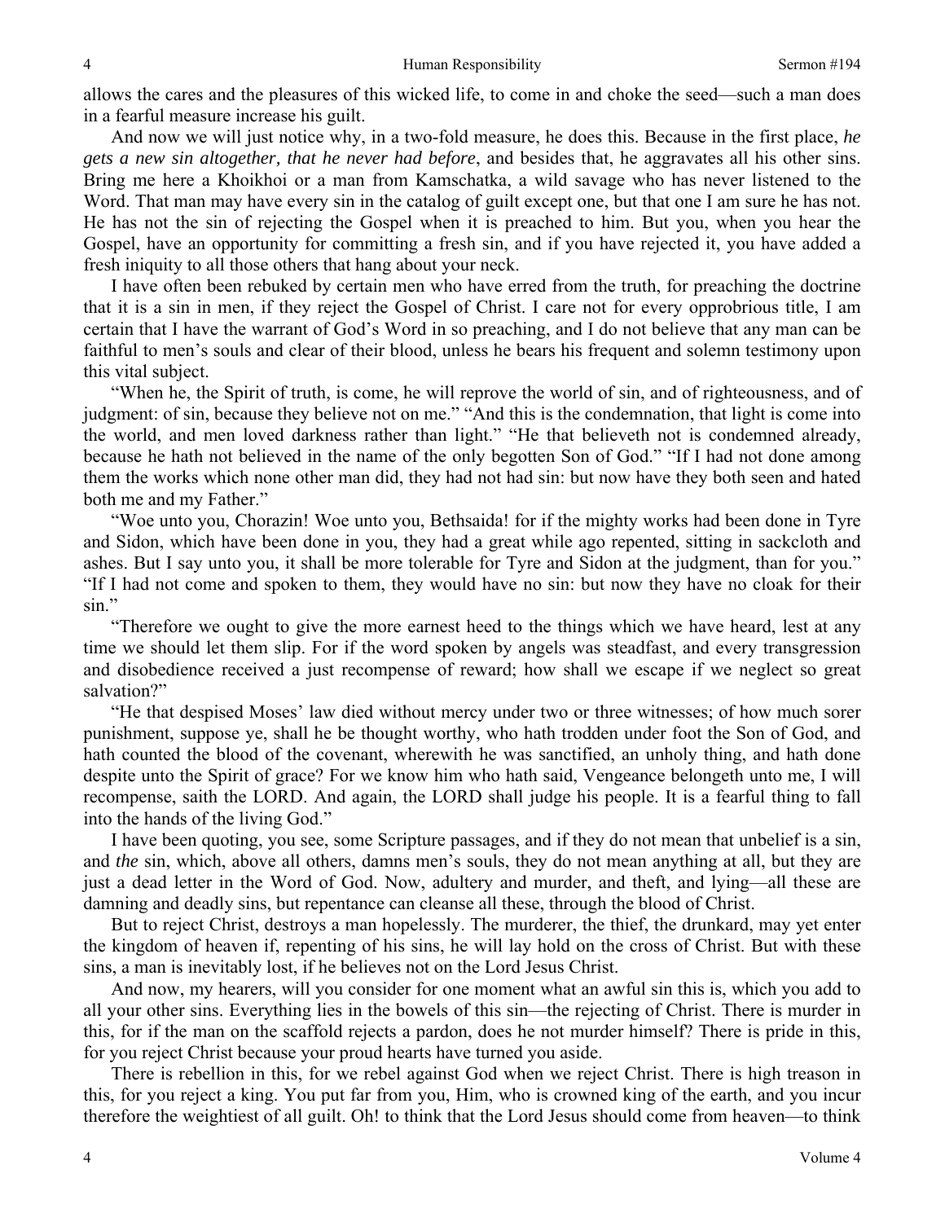allows the cares and the pleasures of this wicked life, to come in and choke the seed—such a man does in a fearful measure increase his guilt.

And now we will just notice why, in a two-fold measure, he does this. Because in the first place, *he gets a new sin altogether, that he never had before*, and besides that, he aggravates all his other sins. Bring me here a Khoikhoi or a man from Kamschatka, a wild savage who has never listened to the Word. That man may have every sin in the catalog of guilt except one, but that one I am sure he has not. He has not the sin of rejecting the Gospel when it is preached to him. But you, when you hear the Gospel, have an opportunity for committing a fresh sin, and if you have rejected it, you have added a fresh iniquity to all those others that hang about your neck.

I have often been rebuked by certain men who have erred from the truth, for preaching the doctrine that it is a sin in men, if they reject the Gospel of Christ. I care not for every opprobrious title, I am certain that I have the warrant of God's Word in so preaching, and I do not believe that any man can be faithful to men's souls and clear of their blood, unless he bears his frequent and solemn testimony upon this vital subject.

"When he, the Spirit of truth, is come, he will reprove the world of sin, and of righteousness, and of judgment: of sin, because they believe not on me." "And this is the condemnation, that light is come into the world, and men loved darkness rather than light." "He that believeth not is condemned already, because he hath not believed in the name of the only begotten Son of God." "If I had not done among them the works which none other man did, they had not had sin: but now have they both seen and hated both me and my Father."

"Woe unto you, Chorazin! Woe unto you, Bethsaida! for if the mighty works had been done in Tyre and Sidon, which have been done in you, they had a great while ago repented, sitting in sackcloth and ashes. But I say unto you, it shall be more tolerable for Tyre and Sidon at the judgment, than for you." "If I had not come and spoken to them, they would have no sin: but now they have no cloak for their sin."

"Therefore we ought to give the more earnest heed to the things which we have heard, lest at any time we should let them slip. For if the word spoken by angels was steadfast, and every transgression and disobedience received a just recompense of reward; how shall we escape if we neglect so great salvation?"

"He that despised Moses' law died without mercy under two or three witnesses; of how much sorer punishment, suppose ye, shall he be thought worthy, who hath trodden under foot the Son of God, and hath counted the blood of the covenant, wherewith he was sanctified, an unholy thing, and hath done despite unto the Spirit of grace? For we know him who hath said, Vengeance belongeth unto me, I will recompense, saith the LORD. And again, the LORD shall judge his people. It is a fearful thing to fall into the hands of the living God."

I have been quoting, you see, some Scripture passages, and if they do not mean that unbelief is a sin, and *the* sin, which, above all others, damns men's souls, they do not mean anything at all, but they are just a dead letter in the Word of God. Now, adultery and murder, and theft, and lying—all these are damning and deadly sins, but repentance can cleanse all these, through the blood of Christ.

But to reject Christ, destroys a man hopelessly. The murderer, the thief, the drunkard, may yet enter the kingdom of heaven if, repenting of his sins, he will lay hold on the cross of Christ. But with these sins, a man is inevitably lost, if he believes not on the Lord Jesus Christ.

And now, my hearers, will you consider for one moment what an awful sin this is, which you add to all your other sins. Everything lies in the bowels of this sin—the rejecting of Christ. There is murder in this, for if the man on the scaffold rejects a pardon, does he not murder himself? There is pride in this, for you reject Christ because your proud hearts have turned you aside.

There is rebellion in this, for we rebel against God when we reject Christ. There is high treason in this, for you reject a king. You put far from you, Him, who is crowned king of the earth, and you incur therefore the weightiest of all guilt. Oh! to think that the Lord Jesus should come from heaven—to think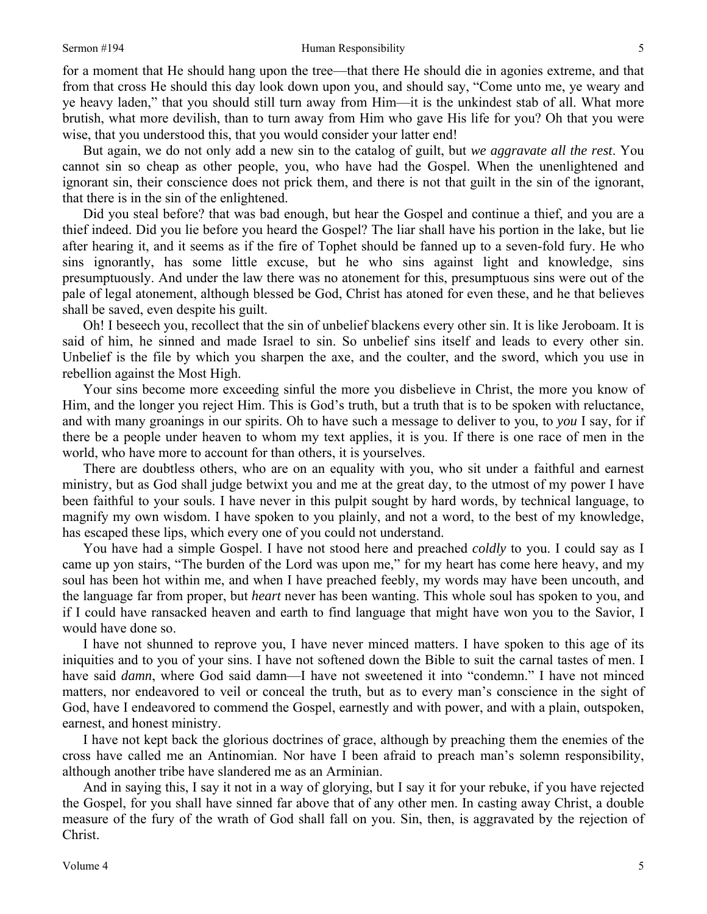for a moment that He should hang upon the tree—that there He should die in agonies extreme, and that from that cross He should this day look down upon you, and should say, "Come unto me, ye weary and ye heavy laden," that you should still turn away from Him—it is the unkindest stab of all. What more brutish, what more devilish, than to turn away from Him who gave His life for you? Oh that you were wise, that you understood this, that you would consider your latter end!

But again, we do not only add a new sin to the catalog of guilt, but *we aggravate all the rest*. You cannot sin so cheap as other people, you, who have had the Gospel. When the unenlightened and ignorant sin, their conscience does not prick them, and there is not that guilt in the sin of the ignorant, that there is in the sin of the enlightened.

Did you steal before? that was bad enough, but hear the Gospel and continue a thief, and you are a thief indeed. Did you lie before you heard the Gospel? The liar shall have his portion in the lake, but lie after hearing it, and it seems as if the fire of Tophet should be fanned up to a seven-fold fury. He who sins ignorantly, has some little excuse, but he who sins against light and knowledge, sins presumptuously. And under the law there was no atonement for this, presumptuous sins were out of the pale of legal atonement, although blessed be God, Christ has atoned for even these, and he that believes shall be saved, even despite his guilt.

Oh! I beseech you, recollect that the sin of unbelief blackens every other sin. It is like Jeroboam. It is said of him, he sinned and made Israel to sin. So unbelief sins itself and leads to every other sin. Unbelief is the file by which you sharpen the axe, and the coulter, and the sword, which you use in rebellion against the Most High.

Your sins become more exceeding sinful the more you disbelieve in Christ, the more you know of Him, and the longer you reject Him. This is God's truth, but a truth that is to be spoken with reluctance, and with many groanings in our spirits. Oh to have such a message to deliver to you, to *you* I say, for if there be a people under heaven to whom my text applies, it is you. If there is one race of men in the world, who have more to account for than others, it is yourselves.

There are doubtless others, who are on an equality with you, who sit under a faithful and earnest ministry, but as God shall judge betwixt you and me at the great day, to the utmost of my power I have been faithful to your souls. I have never in this pulpit sought by hard words, by technical language, to magnify my own wisdom. I have spoken to you plainly, and not a word, to the best of my knowledge, has escaped these lips, which every one of you could not understand.

You have had a simple Gospel. I have not stood here and preached *coldly* to you. I could say as I came up yon stairs, "The burden of the Lord was upon me," for my heart has come here heavy, and my soul has been hot within me, and when I have preached feebly, my words may have been uncouth, and the language far from proper, but *heart* never has been wanting. This whole soul has spoken to you, and if I could have ransacked heaven and earth to find language that might have won you to the Savior, I would have done so.

I have not shunned to reprove you, I have never minced matters. I have spoken to this age of its iniquities and to you of your sins. I have not softened down the Bible to suit the carnal tastes of men. I have said *damn*, where God said damn—I have not sweetened it into "condemn." I have not minced matters, nor endeavored to veil or conceal the truth, but as to every man's conscience in the sight of God, have I endeavored to commend the Gospel, earnestly and with power, and with a plain, outspoken, earnest, and honest ministry.

I have not kept back the glorious doctrines of grace, although by preaching them the enemies of the cross have called me an Antinomian. Nor have I been afraid to preach man's solemn responsibility, although another tribe have slandered me as an Arminian.

And in saying this, I say it not in a way of glorying, but I say it for your rebuke, if you have rejected the Gospel, for you shall have sinned far above that of any other men. In casting away Christ, a double measure of the fury of the wrath of God shall fall on you. Sin, then, is aggravated by the rejection of Christ.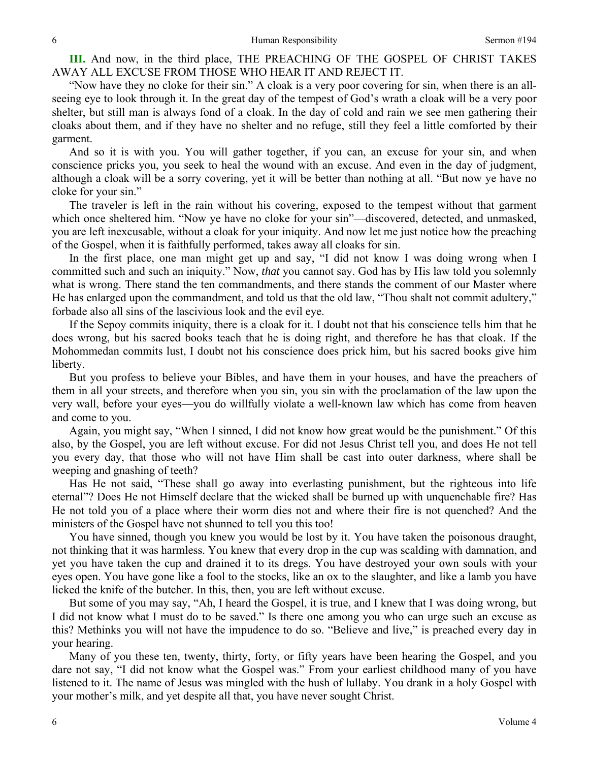**III.** And now, in the third place, THE PREACHING OF THE GOSPEL OF CHRIST TAKES AWAY ALL EXCUSE FROM THOSE WHO HEAR IT AND REJECT IT.

"Now have they no cloke for their sin." A cloak is a very poor covering for sin, when there is an all-seeing eye to look through it. In the great day of the tempest of God's wrath a cloak will be a very poor shelter, but still man is always fond of a cloak. In the day of cold and rain we see men gathering their cloaks about them, and if they have no shelter and no refuge, still they feel a little comforted by their garment.

And so it is with you. You will gather together, if you can, an excuse for your sin, and when conscience pricks you, you seek to heal the wound with an excuse. And even in the day of judgment, although a cloak will be a sorry covering, yet it will be better than nothing at all. "But now ye have no cloke for your sin."

The traveler is left in the rain without his covering, exposed to the tempest without that garment which once sheltered him. "Now ye have no cloke for your sin"—discovered, detected, and unmasked, you are left inexcusable, without a cloak for your iniquity. And now let me just notice how the preaching of the Gospel, when it is faithfully performed, takes away all cloaks for sin.

In the first place, one man might get up and say, "I did not know I was doing wrong when I committed such and such an iniquity." Now, *that* you cannot say. God has by His law told you solemnly what is wrong. There stand the ten commandments, and there stands the comment of our Master where He has enlarged upon the commandment, and told us that the old law, "Thou shalt not commit adultery," forbade also all sins of the lascivious look and the evil eye.

If the Sepoy commits iniquity, there is a cloak for it. I doubt not that his conscience tells him that he does wrong, but his sacred books teach that he is doing right, and therefore he has that cloak. If the Mohommedan commits lust, I doubt not his conscience does prick him, but his sacred books give him liberty.

But you profess to believe your Bibles, and have them in your houses, and have the preachers of them in all your streets, and therefore when you sin, you sin with the proclamation of the law upon the very wall, before your eyes—you do willfully violate a well-known law which has come from heaven and come to you.

Again, you might say, "When I sinned, I did not know how great would be the punishment." Of this also, by the Gospel, you are left without excuse. For did not Jesus Christ tell you, and does He not tell you every day, that those who will not have Him shall be cast into outer darkness, where shall be weeping and gnashing of teeth?

Has He not said, "These shall go away into everlasting punishment, but the righteous into life eternal"? Does He not Himself declare that the wicked shall be burned up with unquenchable fire? Has He not told you of a place where their worm dies not and where their fire is not quenched? And the ministers of the Gospel have not shunned to tell you this too!

You have sinned, though you knew you would be lost by it. You have taken the poisonous draught, not thinking that it was harmless. You knew that every drop in the cup was scalding with damnation, and yet you have taken the cup and drained it to its dregs. You have destroyed your own souls with your eyes open. You have gone like a fool to the stocks, like an ox to the slaughter, and like a lamb you have licked the knife of the butcher. In this, then, you are left without excuse.

But some of you may say, "Ah, I heard the Gospel, it is true, and I knew that I was doing wrong, but I did not know what I must do to be saved." Is there one among you who can urge such an excuse as this? Methinks you will not have the impudence to do so. "Believe and live," is preached every day in your hearing.

Many of you these ten, twenty, thirty, forty, or fifty years have been hearing the Gospel, and you dare not say, "I did not know what the Gospel was." From your earliest childhood many of you have listened to it. The name of Jesus was mingled with the hush of lullaby. You drank in a holy Gospel with your mother's milk, and yet despite all that, you have never sought Christ.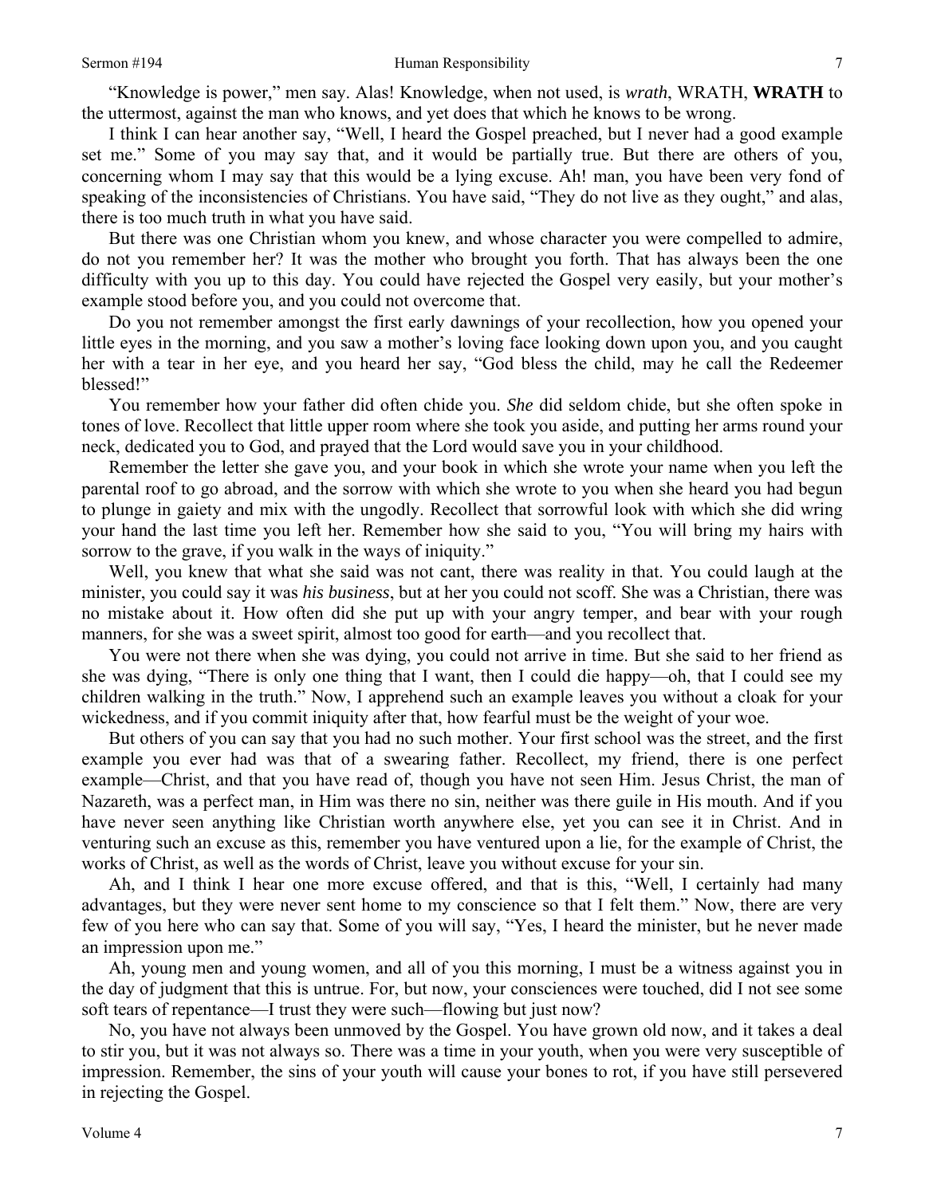"Knowledge is power," men say. Alas! Knowledge, when not used, is *wrath*, WRATH, **WRATH** to the uttermost, against the man who knows, and yet does that which he knows to be wrong.

I think I can hear another say, "Well, I heard the Gospel preached, but I never had a good example set me." Some of you may say that, and it would be partially true. But there are others of you, concerning whom I may say that this would be a lying excuse. Ah! man, you have been very fond of speaking of the inconsistencies of Christians. You have said, "They do not live as they ought," and alas, there is too much truth in what you have said.

But there was one Christian whom you knew, and whose character you were compelled to admire, do not you remember her? It was the mother who brought you forth. That has always been the one difficulty with you up to this day. You could have rejected the Gospel very easily, but your mother's example stood before you, and you could not overcome that.

Do you not remember amongst the first early dawnings of your recollection, how you opened your little eyes in the morning, and you saw a mother's loving face looking down upon you, and you caught her with a tear in her eye, and you heard her say, "God bless the child, may he call the Redeemer blessed!"

You remember how your father did often chide you. *She* did seldom chide, but she often spoke in tones of love. Recollect that little upper room where she took you aside, and putting her arms round your neck, dedicated you to God, and prayed that the Lord would save you in your childhood.

Remember the letter she gave you, and your book in which she wrote your name when you left the parental roof to go abroad, and the sorrow with which she wrote to you when she heard you had begun to plunge in gaiety and mix with the ungodly. Recollect that sorrowful look with which she did wring your hand the last time you left her. Remember how she said to you, "You will bring my hairs with sorrow to the grave, if you walk in the ways of iniquity."

Well, you knew that what she said was not cant, there was reality in that. You could laugh at the minister, you could say it was *his business*, but at her you could not scoff. She was a Christian, there was no mistake about it. How often did she put up with your angry temper, and bear with your rough manners, for she was a sweet spirit, almost too good for earth—and you recollect that.

You were not there when she was dying, you could not arrive in time. But she said to her friend as she was dying, "There is only one thing that I want, then I could die happy—oh, that I could see my children walking in the truth." Now, I apprehend such an example leaves you without a cloak for your wickedness, and if you commit iniquity after that, how fearful must be the weight of your woe.

But others of you can say that you had no such mother. Your first school was the street, and the first example you ever had was that of a swearing father. Recollect, my friend, there is one perfect example—Christ, and that you have read of, though you have not seen Him. Jesus Christ, the man of Nazareth, was a perfect man, in Him was there no sin, neither was there guile in His mouth. And if you have never seen anything like Christian worth anywhere else, yet you can see it in Christ. And in venturing such an excuse as this, remember you have ventured upon a lie, for the example of Christ, the works of Christ, as well as the words of Christ, leave you without excuse for your sin.

Ah, and I think I hear one more excuse offered, and that is this, "Well, I certainly had many advantages, but they were never sent home to my conscience so that I felt them." Now, there are very few of you here who can say that. Some of you will say, "Yes, I heard the minister, but he never made an impression upon me."

Ah, young men and young women, and all of you this morning, I must be a witness against you in the day of judgment that this is untrue. For, but now, your consciences were touched, did I not see some soft tears of repentance—I trust they were such—flowing but just now?

No, you have not always been unmoved by the Gospel. You have grown old now, and it takes a deal to stir you, but it was not always so. There was a time in your youth, when you were very susceptible of impression. Remember, the sins of your youth will cause your bones to rot, if you have still persevered in rejecting the Gospel.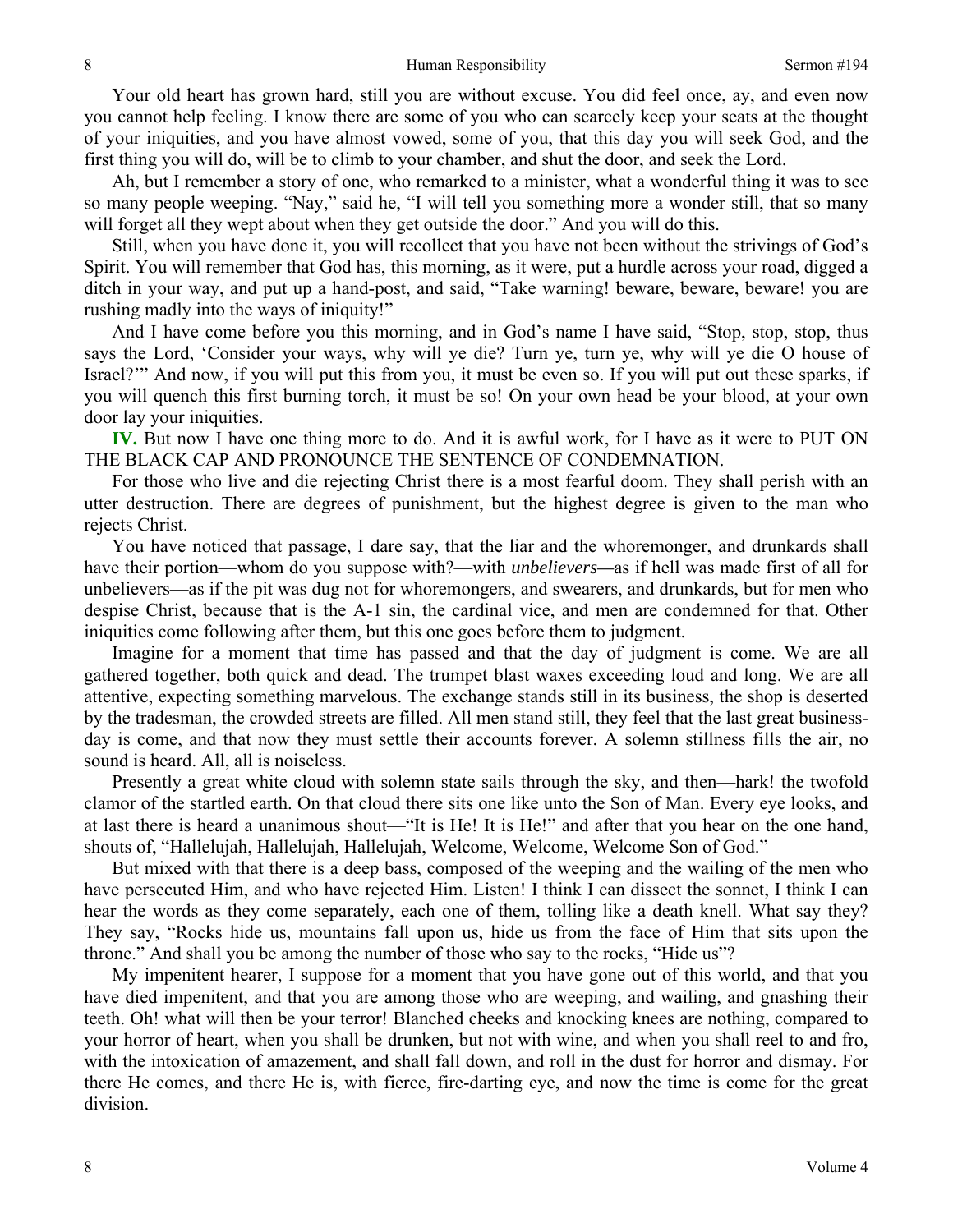Your old heart has grown hard, still you are without excuse. You did feel once, ay, and even now you cannot help feeling. I know there are some of you who can scarcely keep your seats at the thought of your iniquities, and you have almost vowed, some of you, that this day you will seek God, and the first thing you will do, will be to climb to your chamber, and shut the door, and seek the Lord.

Ah, but I remember a story of one, who remarked to a minister, what a wonderful thing it was to see so many people weeping. "Nay," said he, "I will tell you something more a wonder still, that so many will forget all they wept about when they get outside the door." And you will do this.

Still, when you have done it, you will recollect that you have not been without the strivings of God's Spirit. You will remember that God has, this morning, as it were, put a hurdle across your road, digged a ditch in your way, and put up a hand-post, and said, "Take warning! beware, beware, beware! you are rushing madly into the ways of iniquity!"

And I have come before you this morning, and in God's name I have said, "Stop, stop, stop, thus says the Lord, 'Consider your ways, why will ye die? Turn ye, turn ye, why will ye die O house of Israel?'" And now, if you will put this from you, it must be even so. If you will put out these sparks, if you will quench this first burning torch, it must be so! On your own head be your blood, at your own door lay your iniquities.

**IV.** But now I have one thing more to do. And it is awful work, for I have as it were to PUT ON THE BLACK CAP AND PRONOUNCE THE SENTENCE OF CONDEMNATION.

For those who live and die rejecting Christ there is a most fearful doom. They shall perish with an utter destruction. There are degrees of punishment, but the highest degree is given to the man who rejects Christ.

You have noticed that passage, I dare say, that the liar and the whoremonger, and drunkards shall have their portion—whom do you suppose with?—with *unbelievers*—as if hell was made first of all for unbelievers—as if the pit was dug not for whoremongers, and swearers, and drunkards, but for men who despise Christ, because that is the A-1 sin, the cardinal vice, and men are condemned for that. Other iniquities come following after them, but this one goes before them to judgment.

Imagine for a moment that time has passed and that the day of judgment is come. We are all gathered together, both quick and dead. The trumpet blast waxes exceeding loud and long. We are all attentive, expecting something marvelous. The exchange stands still in its business, the shop is deserted by the tradesman, the crowded streets are filled. All men stand still, they feel that the last great business-day is come, and that now they must settle their accounts forever. A solemn stillness fills the air, no sound is heard. All, all is noiseless.

Presently a great white cloud with solemn state sails through the sky, and then—hark! the twofold clamor of the startled earth. On that cloud there sits one like unto the Son of Man. Every eye looks, and at last there is heard a unanimous shout—"It is He! It is He!" and after that you hear on the one hand, shouts of, "Hallelujah, Hallelujah, Hallelujah, Welcome, Welcome, Welcome Son of God."

But mixed with that there is a deep bass, composed of the weeping and the wailing of the men who have persecuted Him, and who have rejected Him. Listen! I think I can dissect the sonnet, I think I can hear the words as they come separately, each one of them, tolling like a death knell. What say they? They say, "Rocks hide us, mountains fall upon us, hide us from the face of Him that sits upon the throne." And shall you be among the number of those who say to the rocks, "Hide us"?

My impenitent hearer, I suppose for a moment that you have gone out of this world, and that you have died impenitent, and that you are among those who are weeping, and wailing, and gnashing their teeth. Oh! what will then be your terror! Blanched cheeks and knocking knees are nothing, compared to your horror of heart, when you shall be drunken, but not with wine, and when you shall reel to and fro, with the intoxication of amazement, and shall fall down, and roll in the dust for horror and dismay. For there He comes, and there He is, with fierce, fire-darting eye, and now the time is come for the great division.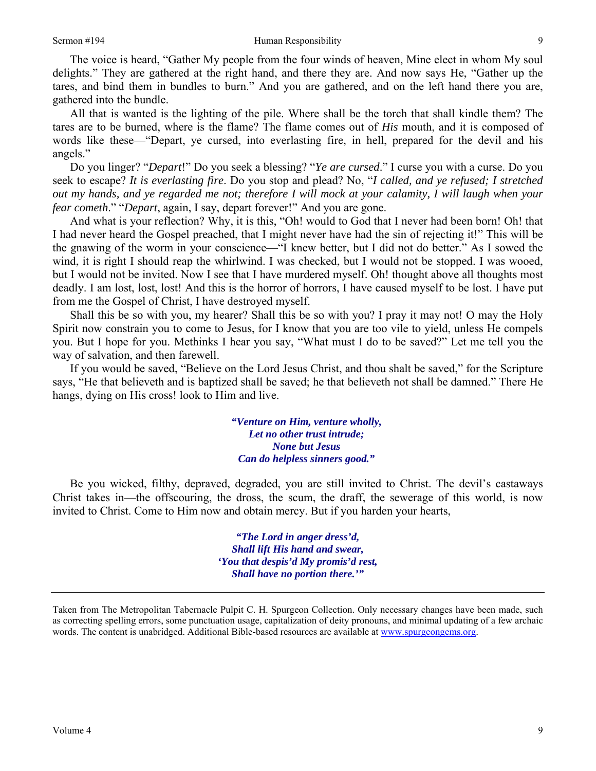The voice is heard, "Gather My people from the four winds of heaven, Mine elect in whom My soul delights." They are gathered at the right hand, and there they are. And now says He, "Gather up the tares, and bind them in bundles to burn." And you are gathered, and on the left hand there you are, gathered into the bundle.

All that is wanted is the lighting of the pile. Where shall be the torch that shall kindle them? The tares are to be burned, where is the flame? The flame comes out of *His* mouth, and it is composed of words like these—"Depart, ye cursed, into everlasting fire, in hell, prepared for the devil and his angels."

Do you linger? "*Depart*!" Do you seek a blessing? "*Ye are cursed*." I curse you with a curse. Do you seek to escape? *It is everlasting fire*. Do you stop and plead? No, "*I called, and ye refused; I stretched out my hands, and ye regarded me not; therefore I will mock at your calamity, I will laugh when your fear cometh*." "*Depart*, again, I say, depart forever!" And you are gone.

And what is your reflection? Why, it is this, "Oh! would to God that I never had been born! Oh! that I had never heard the Gospel preached, that I might never have had the sin of rejecting it!" This will be the gnawing of the worm in your conscience—"I knew better, but I did not do better." As I sowed the wind, it is right I should reap the whirlwind. I was checked, but I would not be stopped. I was wooed, but I would not be invited. Now I see that I have murdered myself. Oh! thought above all thoughts most deadly. I am lost, lost, lost! And this is the horror of horrors, I have caused myself to be lost. I have put from me the Gospel of Christ, I have destroyed myself.

Shall this be so with you, my hearer? Shall this be so with you? I pray it may not! O may the Holy Spirit now constrain you to come to Jesus, for I know that you are too vile to yield, unless He compels you. But I hope for you. Methinks I hear you say, "What must I do to be saved?" Let me tell you the way of salvation, and then farewell.

If you would be saved, "Believe on the Lord Jesus Christ, and thou shalt be saved," for the Scripture says, "He that believeth and is baptized shall be saved; he that believeth not shall be damned." There He hangs, dying on His cross! look to Him and live.

> ***"Venture on Him, venture wholly,***
> ***Let no other trust intrude;***
> ***None but Jesus***
> ***Can do helpless sinners good."***

Be you wicked, filthy, depraved, degraded, you are still invited to Christ. The devil's castaways Christ takes in—the offscouring, the dross, the scum, the draff, the sewerage of this world, is now invited to Christ. Come to Him now and obtain mercy. But if you harden your hearts,

> ***"The Lord in anger dress'd,***
> ***Shall lift His hand and swear,***
> ***'You that despis'd My promis'd rest,***
> ***Shall have no portion there.'"***

---

Taken from The Metropolitan Tabernacle Pulpit C. H. Spurgeon Collection. Only necessary changes have been made, such as correcting spelling errors, some punctuation usage, capitalization of deity pronouns, and minimal updating of a few archaic words. The content is unabridged. Additional Bible-based resources are available at www.spurgeongems.org.